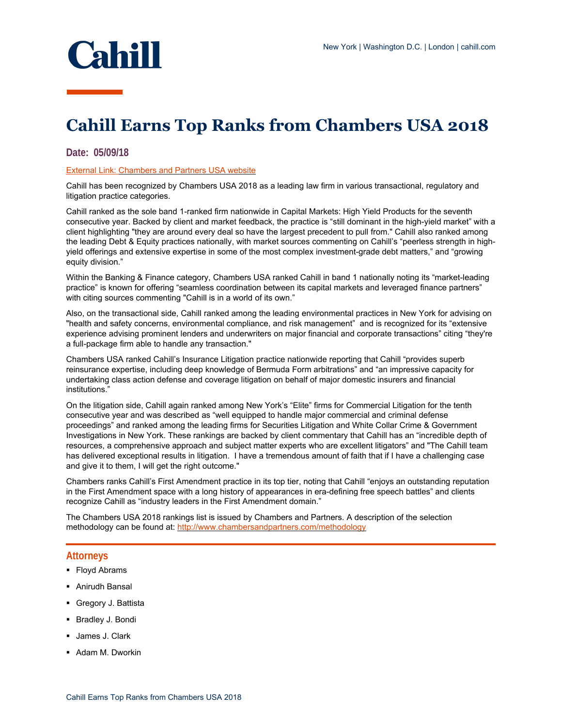Cahill

New York | Washington D.C. | London | cahill.com

# Cahill Earns Top Ranks from Chambers USA 2018

**Date: 05/09/18**

External Link: [Chambers and Partners USA website]

Cahill has been recognized by Chambers USA 2018 as a leading law firm in various transactional, regulatory and litigation practice categories.

Cahill ranked as the sole band 1-ranked firm nationwide in Capital Markets: High Yield Products for the seventh consecutive year. Backed by client and market feedback, the practice is "still dominant in the high-yield market" with a client highlighting "they are around every deal so have the largest precedent to pull from." Cahill also ranked among the leading Debt & Equity practices nationally, with market sources commenting on Cahill's "peerless strength in high-yield offerings and extensive expertise in some of the most complex investment-grade debt matters," and "growing equity division."

Within the Banking & Finance category, Chambers USA ranked Cahill in band 1 nationally noting its "market-leading practice" is known for offering "seamless coordination between its capital markets and leveraged finance partners" with citing sources commenting "Cahill is in a world of its own."

Also, on the transactional side, Cahill ranked among the leading environmental practices in New York for advising on "health and safety concerns, environmental compliance, and risk management" and is recognized for its "extensive experience advising prominent lenders and underwriters on major financial and corporate transactions" citing "they're a full-package firm able to handle any transaction."

Chambers USA ranked Cahill's Insurance Litigation practice nationwide reporting that Cahill "provides superb reinsurance expertise, including deep knowledge of Bermuda Form arbitrations" and "an impressive capacity for undertaking class action defense and coverage litigation on behalf of major domestic insurers and financial institutions."

On the litigation side, Cahill again ranked among New York's "Elite" firms for Commercial Litigation for the tenth consecutive year and was described as "well equipped to handle major commercial and criminal defense proceedings" and ranked among the leading firms for Securities Litigation and White Collar Crime & Government Investigations in New York. These rankings are backed by client commentary that Cahill has an "incredible depth of resources, a comprehensive approach and subject matter experts who are excellent litigators" and "The Cahill team has delivered exceptional results in litigation. I have a tremendous amount of faith that if I have a challenging case and give it to them, I will get the right outcome."

Chambers ranks Cahill's First Amendment practice in its top tier, noting that Cahill "enjoys an outstanding reputation in the First Amendment space with a long history of appearances in era-defining free speech battles" and clients recognize Cahill as "industry leaders in the First Amendment domain."

The Chambers USA 2018 rankings list is issued by Chambers and Partners. A description of the selection methodology can be found at: http://www.chambersandpartners.com/methodology

## Attorneys

- Floyd Abrams
- Anirudh Bansal
- Gregory J. Battista
- Bradley J. Bondi
- James J. Clark
- Adam M. Dworkin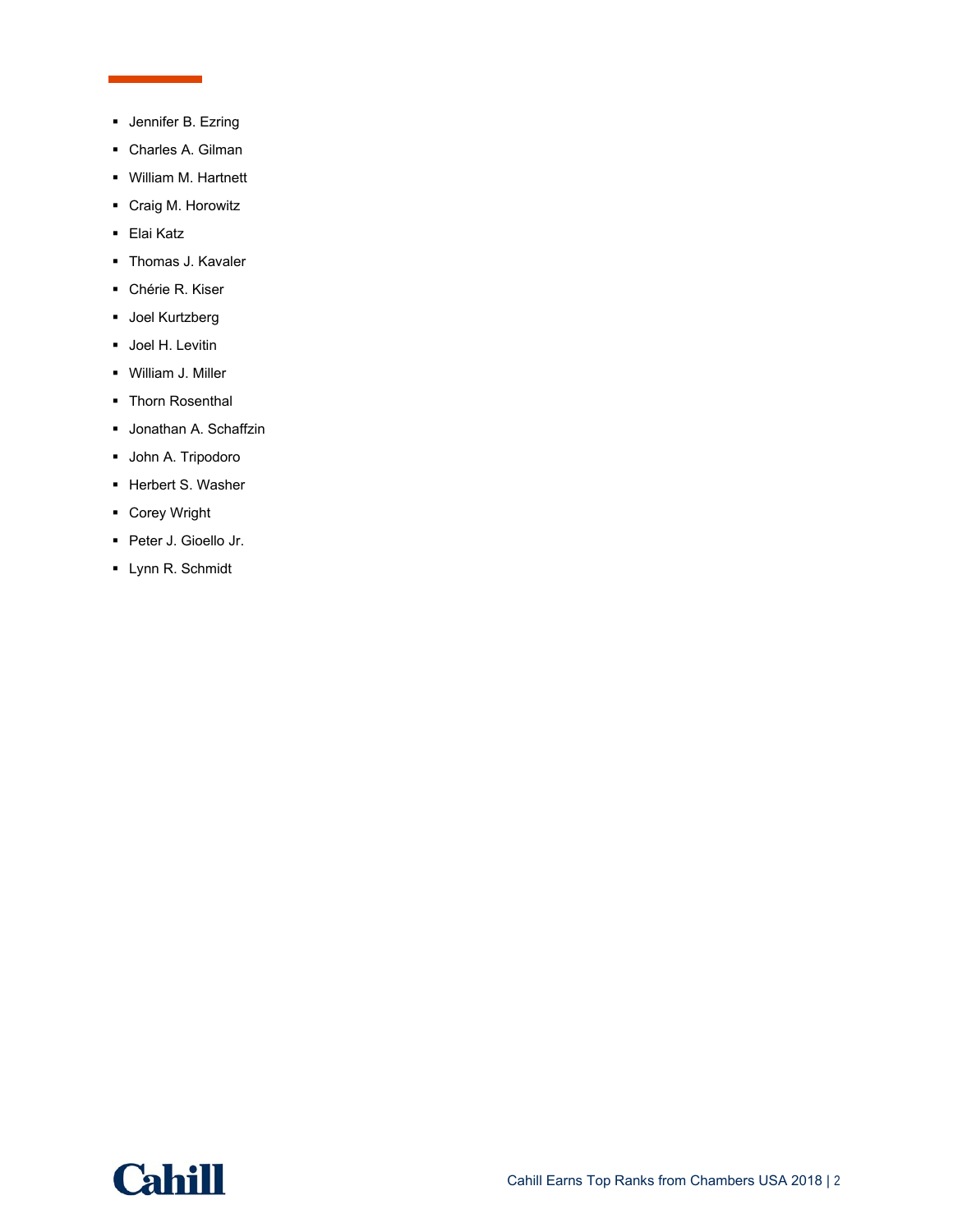- Jennifer B. Ezring
- Charles A. Gilman
- William M. Hartnett
- Craig M. Horowitz
- Elai Katz
- Thomas J. Kavaler
- Chérie R. Kiser
- Joel Kurtzberg
- Joel H. Levitin
- William J. Miller
- Thorn Rosenthal
- Jonathan A. Schaffzin
- John A. Tripodoro
- Herbert S. Washer
- Corey Wright
- Peter J. Gioello Jr.
- Lynn R. Schmidt